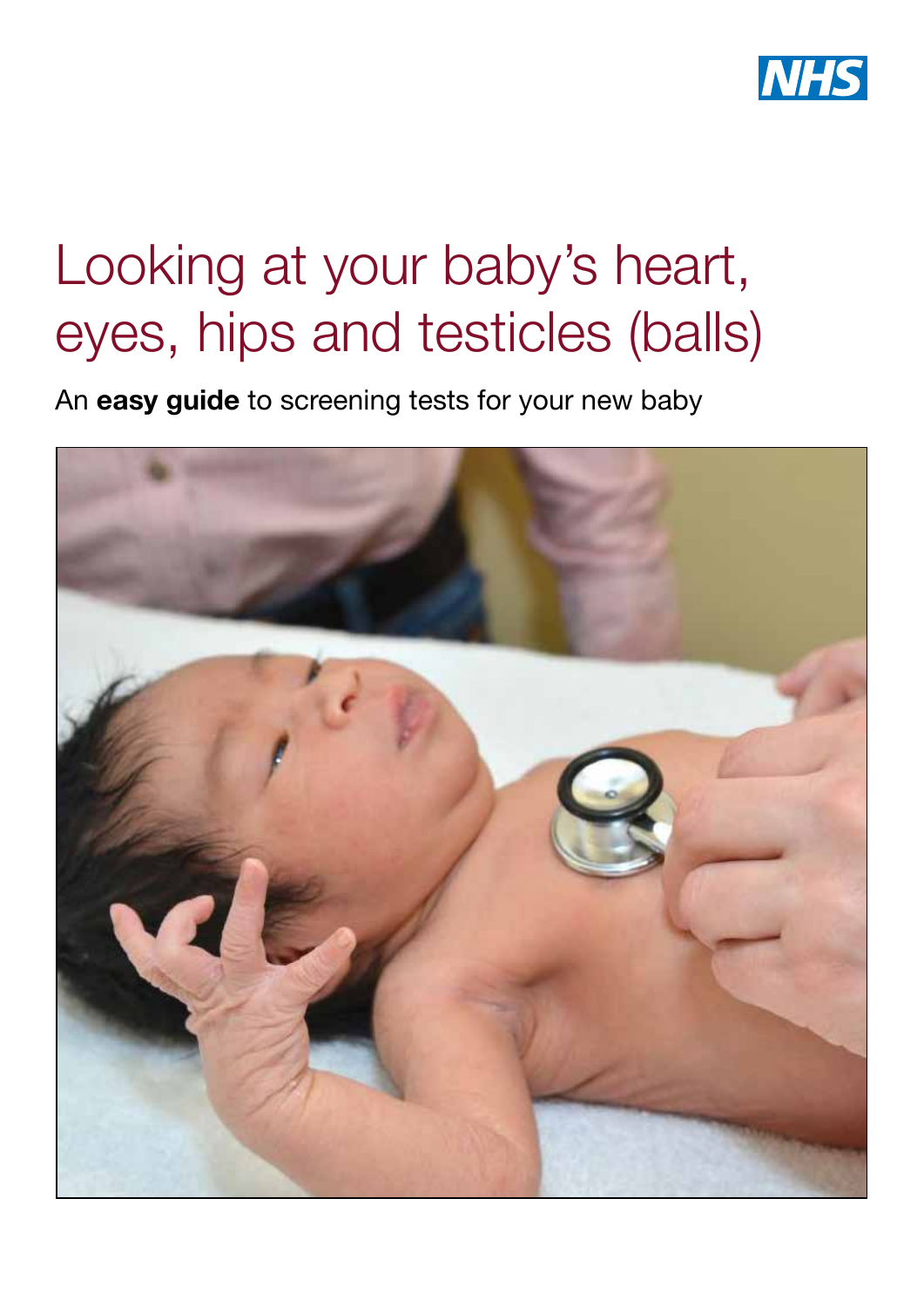NHS

# Looking at your baby's heart, eyes, hips and testicles (balls)

An **easy guide** to screening tests for your new baby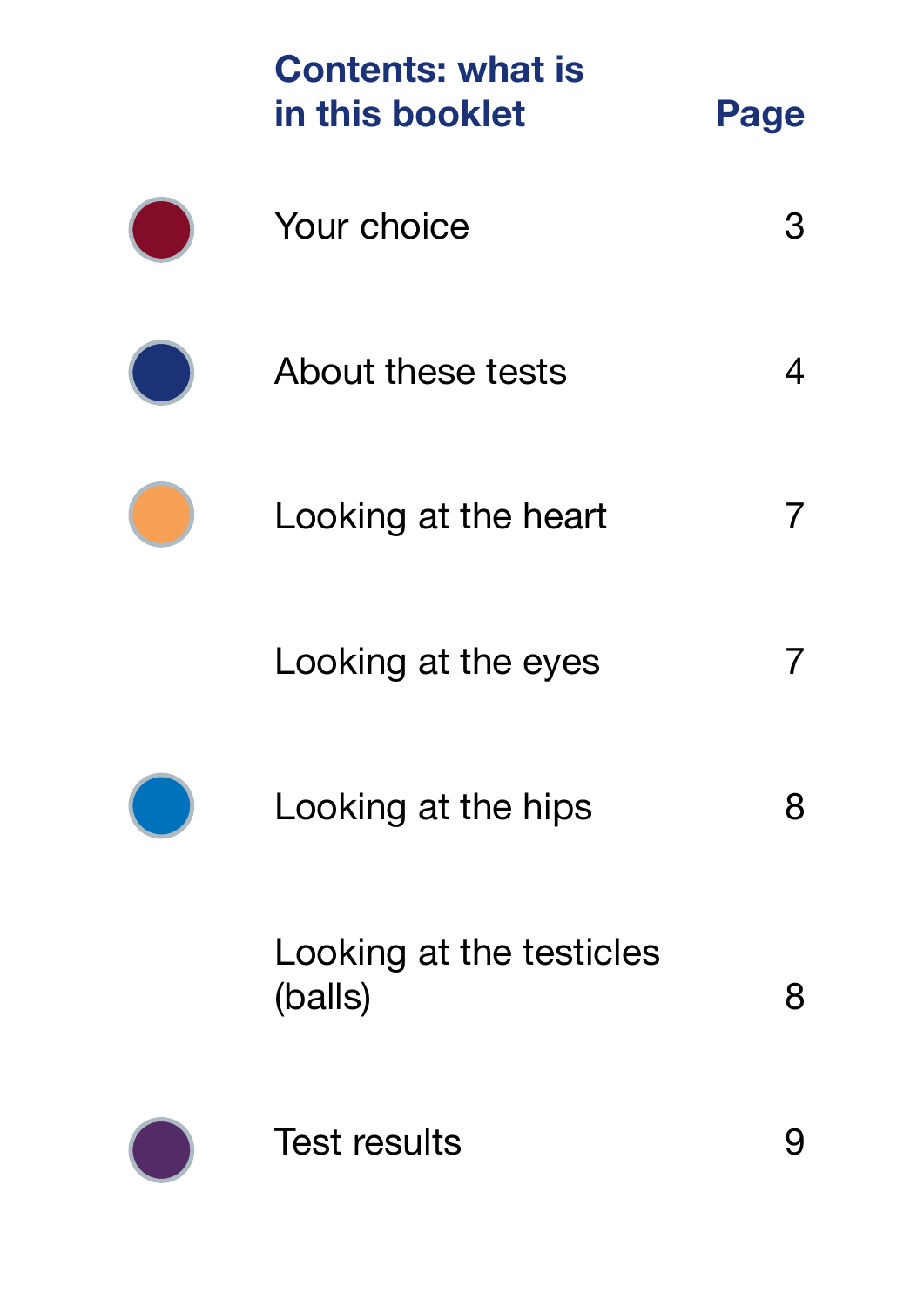## Contents: what is in this booklet

| Contents: what is in this booklet | Page |
| --- | --- |
| Your choice | 3 |
| About these tests | 4 |
| Looking at the heart | 7 |
| Looking at the eyes | 7 |
| Looking at the hips | 8 |
| Looking at the testicles (balls) | 8 |
| Test results | 9 |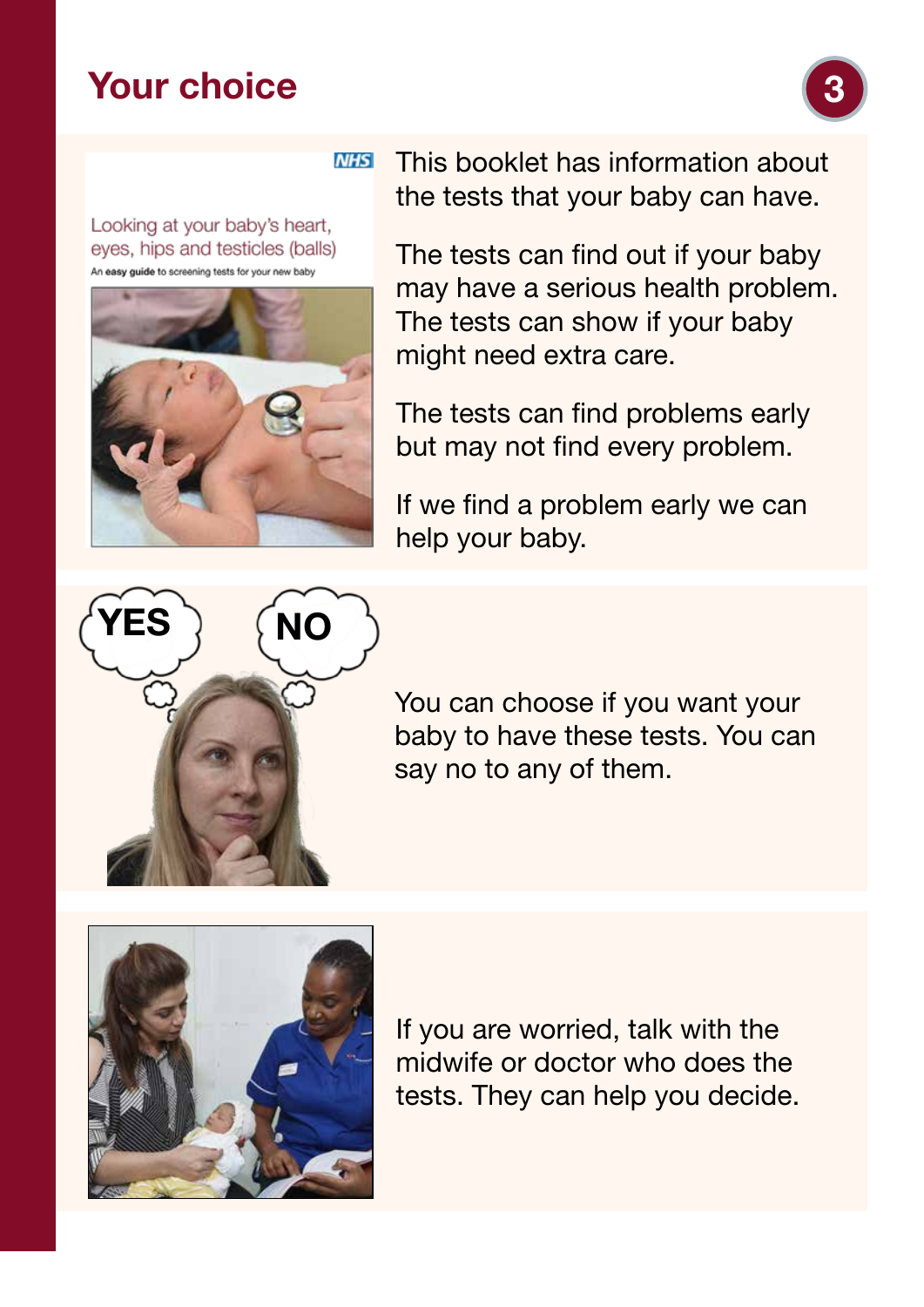# Your choice

This booklet has information about the tests that your baby can have.

The tests can find out if your baby may have a serious health problem. The tests can show if your baby might need extra care.

The tests can find problems early but may not find every problem.

If we find a problem early we can help your baby.

You can choose if you want your baby to have these tests. You can say no to any of them.

If you are worried, talk with the midwife or doctor who does the tests. They can help you decide.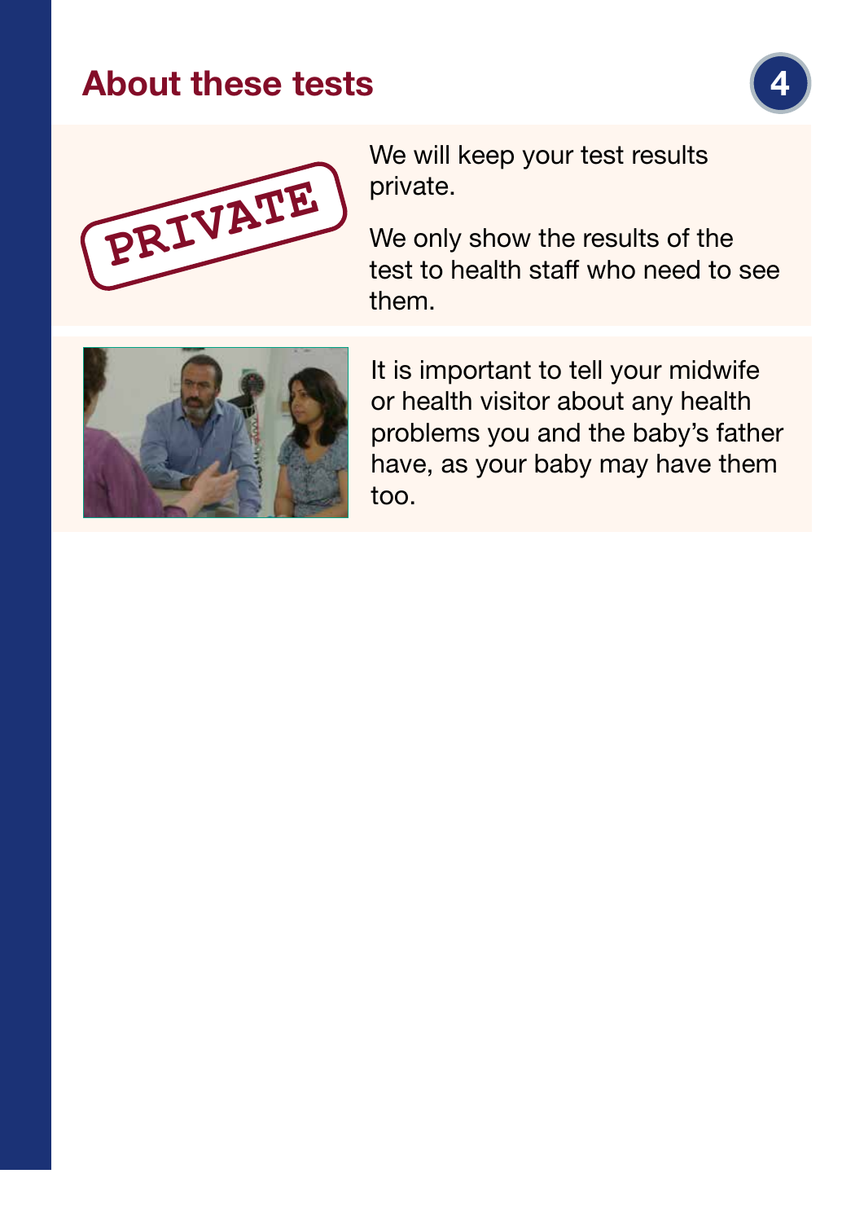## About these tests

We will keep your test results private.

We only show the results of the test to health staff who need to see them.

It is important to tell your midwife or health visitor about any health problems you and the baby's father have, as your baby may have them too.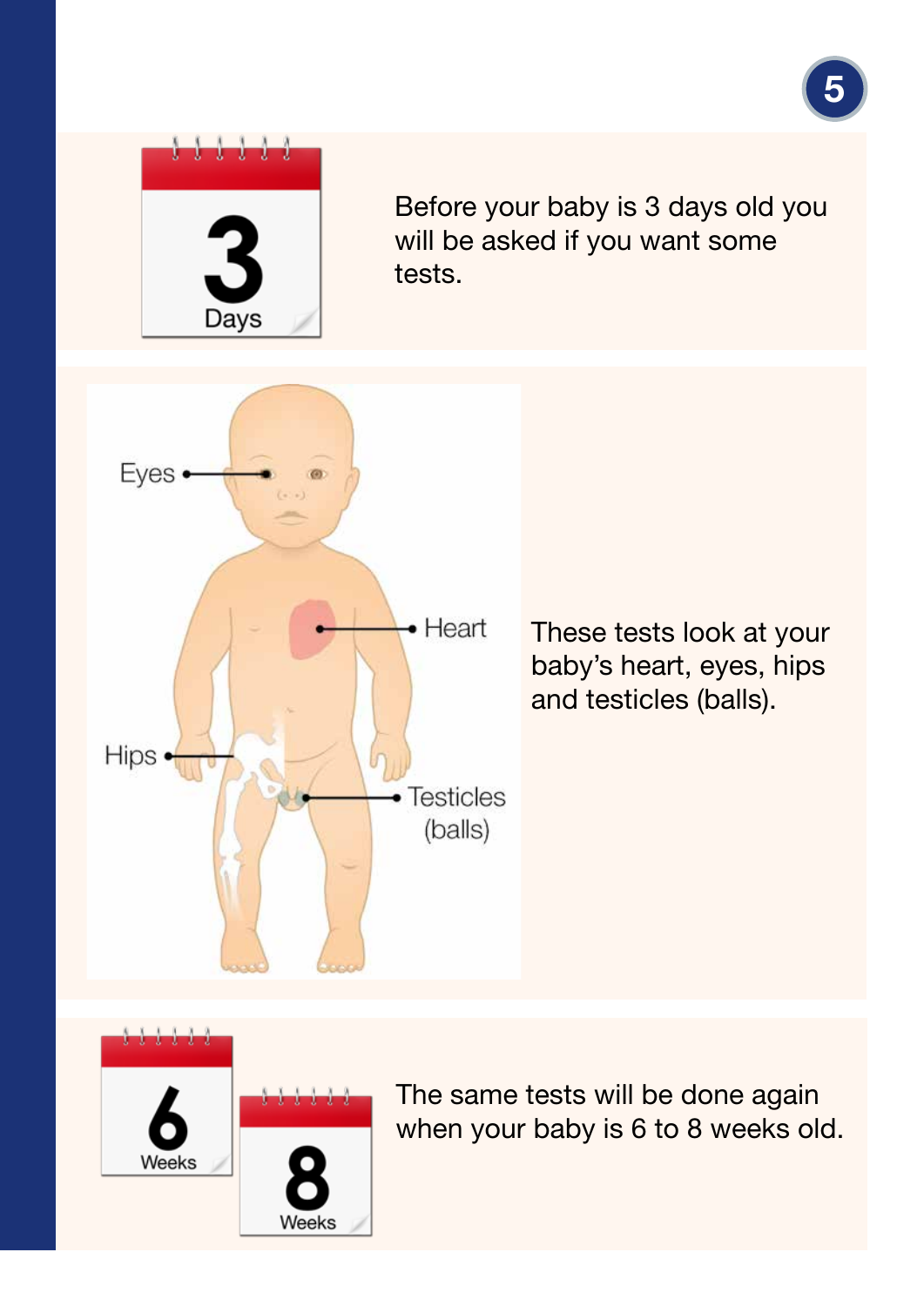3 Days

Before your baby is 3 days old you will be asked if you want some tests.

Eyes

Heart

Hips

Testicles (balls)

These tests look at your baby's heart, eyes, hips and testicles (balls).

6 Weeks

8 Weeks

The same tests will be done again when your baby is 6 to 8 weeks old.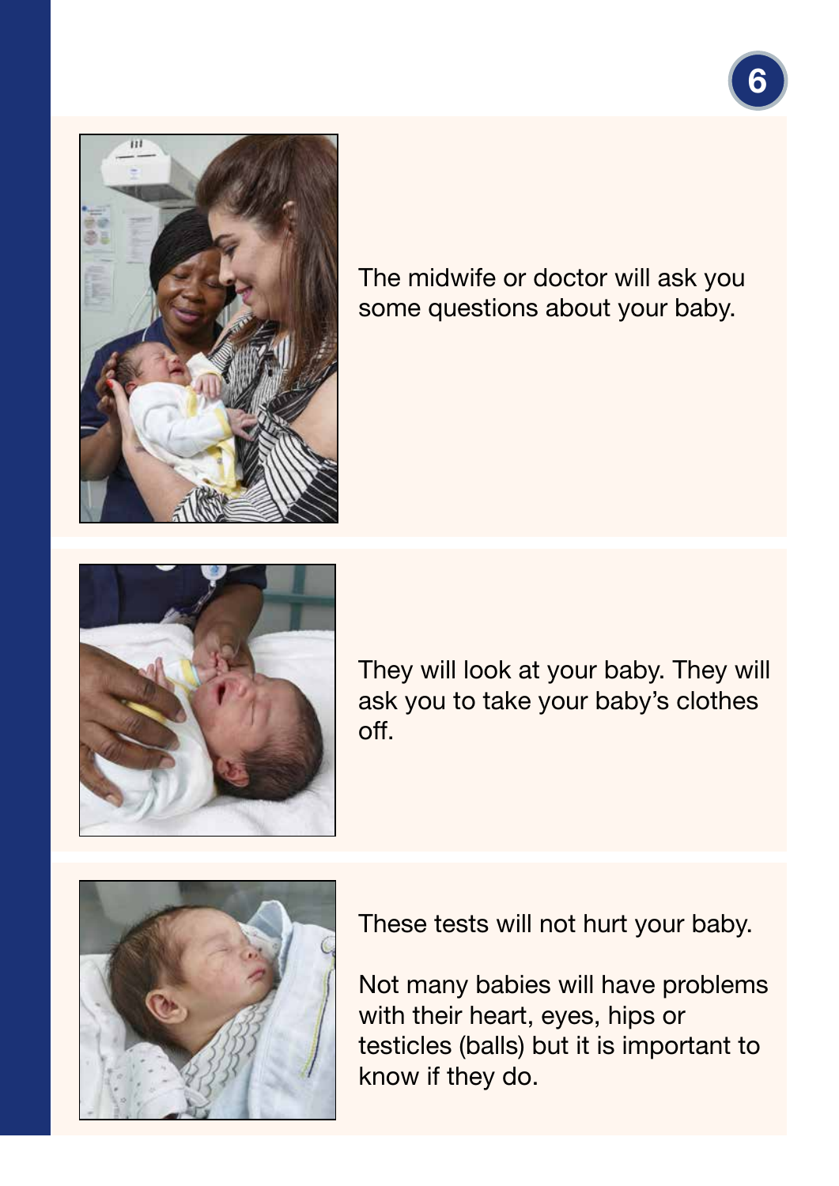The midwife or doctor will ask you some questions about your baby.

They will look at your baby. They will ask you to take your baby's clothes off.

These tests will not hurt your baby.

Not many babies will have problems with their heart, eyes, hips or testicles (balls) but it is important to know if they do.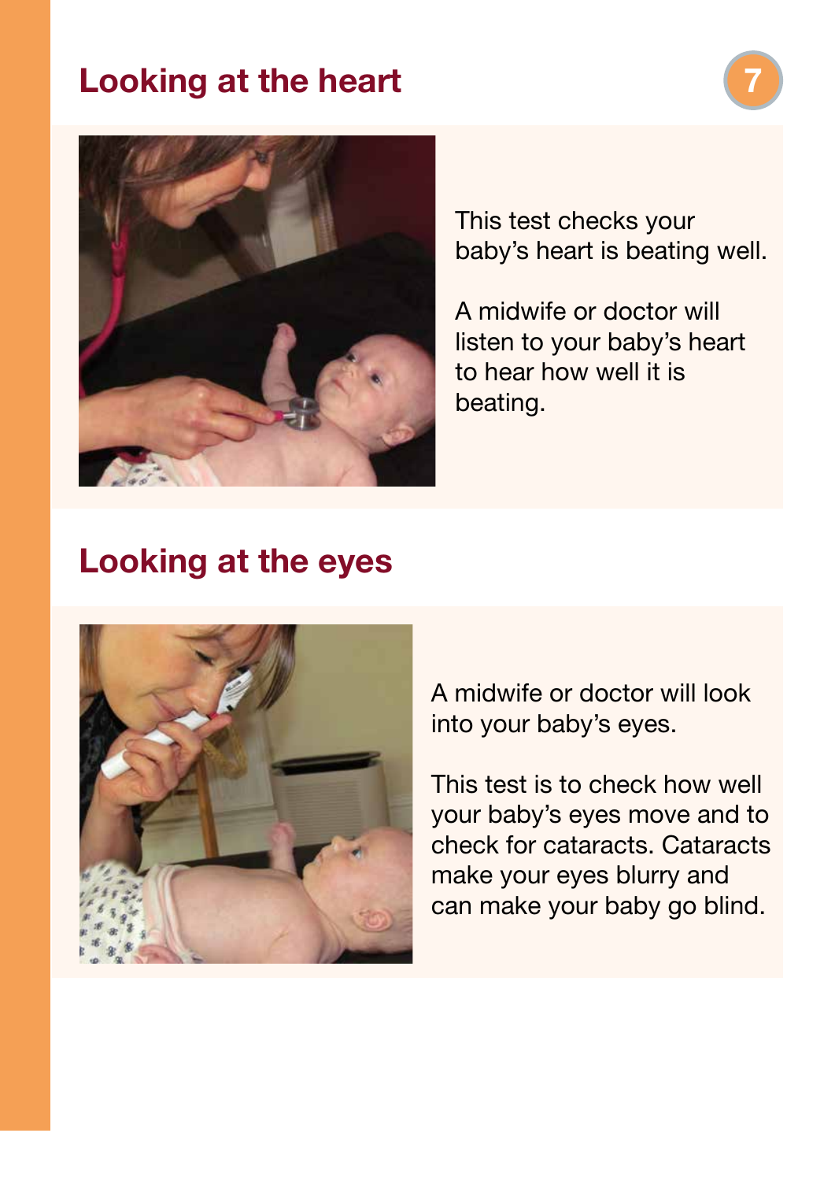## Looking at the heart

This test checks your baby's heart is beating well.

A midwife or doctor will listen to your baby's heart to hear how well it is beating.

## Looking at the eyes

A midwife or doctor will look into your baby's eyes.

This test is to check how well your baby's eyes move and to check for cataracts. Cataracts make your eyes blurry and can make your baby go blind.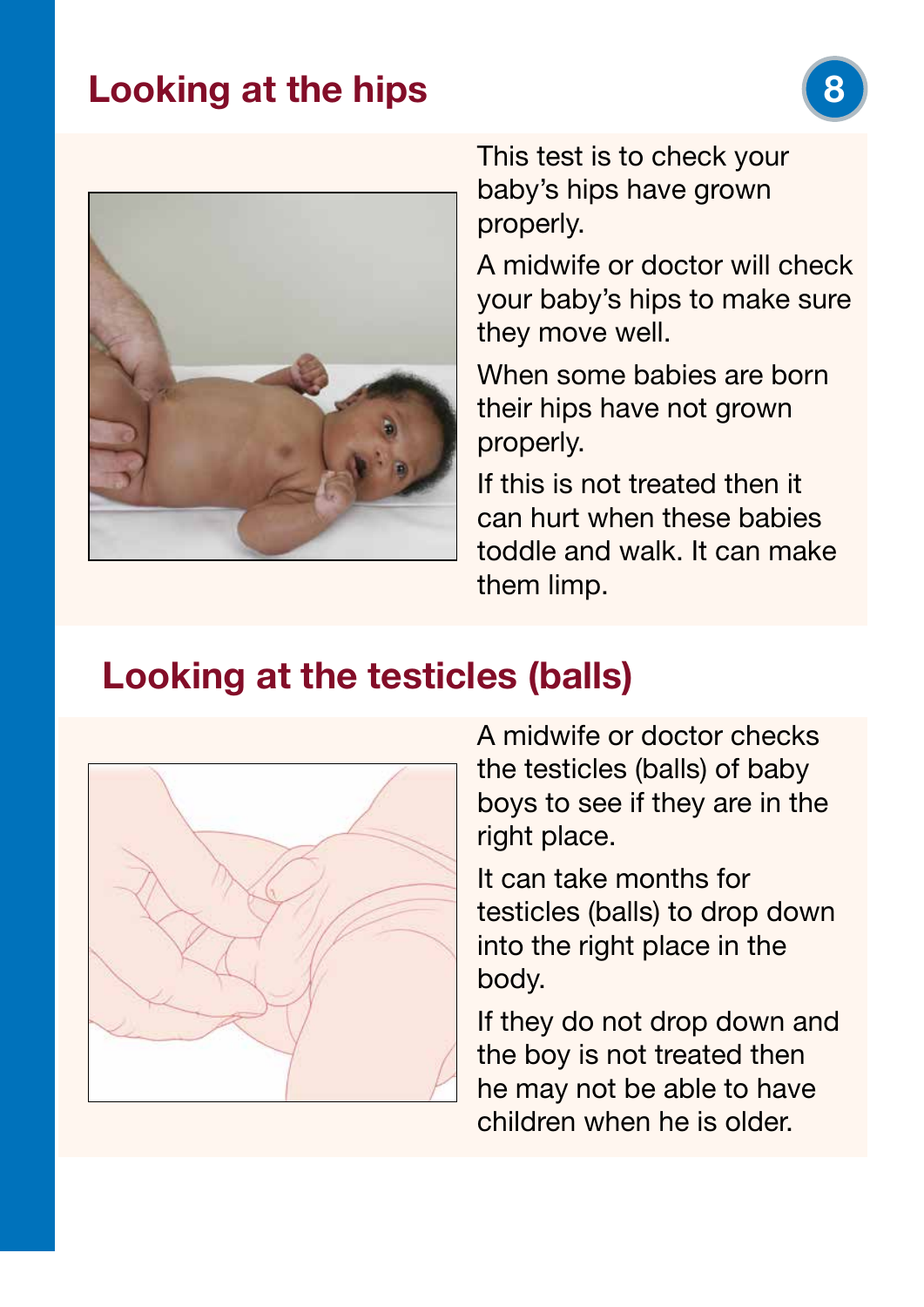## Looking at the hips

This test is to check your baby's hips have grown properly.

A midwife or doctor will check your baby's hips to make sure they move well.

When some babies are born their hips have not grown properly.

If this is not treated then it can hurt when these babies toddle and walk. It can make them limp.

## Looking at the testicles (balls)

A midwife or doctor checks the testicles (balls) of baby boys to see if they are in the right place.

It can take months for testicles (balls) to drop down into the right place in the body.

If they do not drop down and the boy is not treated then he may not be able to have children when he is older.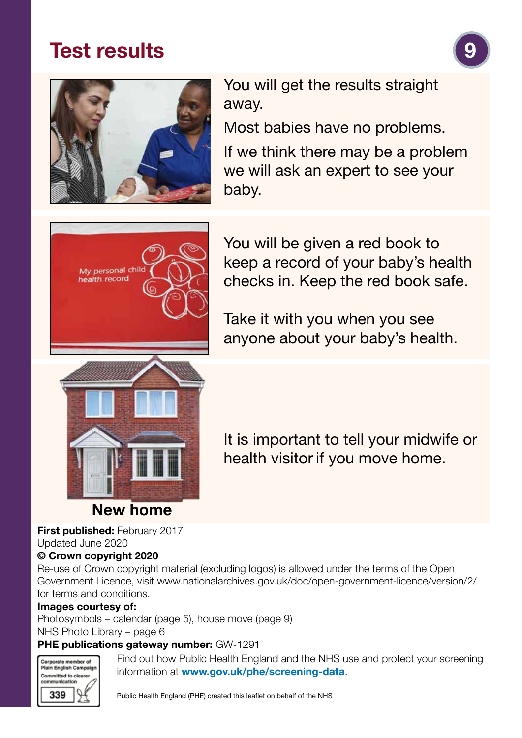# Test results

You will get the results straight away.

Most babies have no problems.

If we think there may be a problem we will ask an expert to see your baby.

You will be given a red book to keep a record of your baby's health checks in. Keep the red book safe.

Take it with you when you see anyone about your baby's health.

It is important to tell your midwife or health visitor if you move home.

**New home**

**First published:** February 2017
Updated June 2020

**© Crown copyright 2020**

Re-use of Crown copyright material (excluding logos) is allowed under the terms of the Open Government Licence, visit www.nationalarchives.gov.uk/doc/open-government-licence/version/2/ for terms and conditions.

**Images courtesy of:**
Photosymbols – calendar (page 5), house move (page 9)
NHS Photo Library – page 6

**PHE publications gateway number:** GW-1291

Corporate member of Plain English Campaign
Committed to clearer communication
339

Find out how Public Health England and the NHS use and protect your screening information at **www.gov.uk/phe/screening-data**.

Public Health England (PHE) created this leaflet on behalf of the NHS